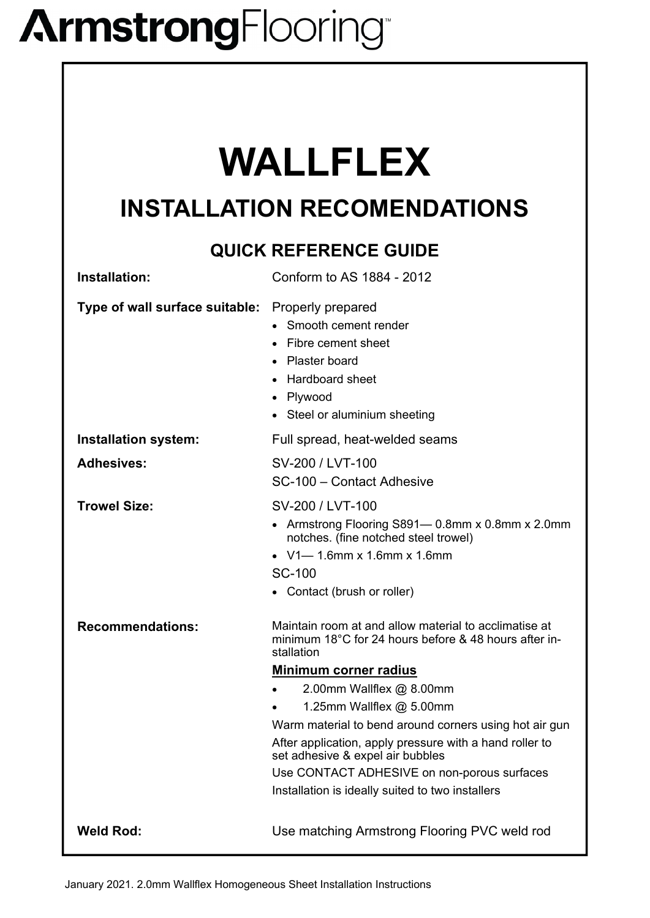# ArmstrongFlooring™

# WALLFLEX

## INSTALLATION RECOMENDATIONS

### QUICK REFERENCE GUIDE

**Installation:** Conform to AS 1884 - 2012

**Type of wall surface suitable:** Properly prepared

- Smooth cement render
- Fibre cement sheet
- Plaster board
- Hardboard sheet
- Plywood
- Steel or aluminium sheeting

**Installation system:** Full spread, heat-welded seams

**Adhesives:** SV-200 / LVT-100

SC-100 – Contact Adhesive

**Trowel Size:** SV-200 / LVT-100

- Armstrong Flooring S891— 0.8mm x 0.8mm x 2.0mm notches. (fine notched steel trowel)
- V1— 1.6mm x 1.6mm x 1.6mm

SC-100

- Contact (brush or roller)

**Recommendations:** Maintain room at and allow material to acclimatise at minimum 18°C for 24 hours before & 48 hours after installation

**Minimum corner radius**

- 2.00mm Wallflex @ 8.00mm
- 1.25mm Wallflex @ 5.00mm

Warm material to bend around corners using hot air gun

After application, apply pressure with a hand roller to set adhesive & expel air bubbles

Use CONTACT ADHESIVE on non-porous surfaces

Installation is ideally suited to two installers

**Weld Rod:** Use matching Armstrong Flooring PVC weld rod

January 2021. 2.0mm Wallflex Homogeneous Sheet Installation Instructions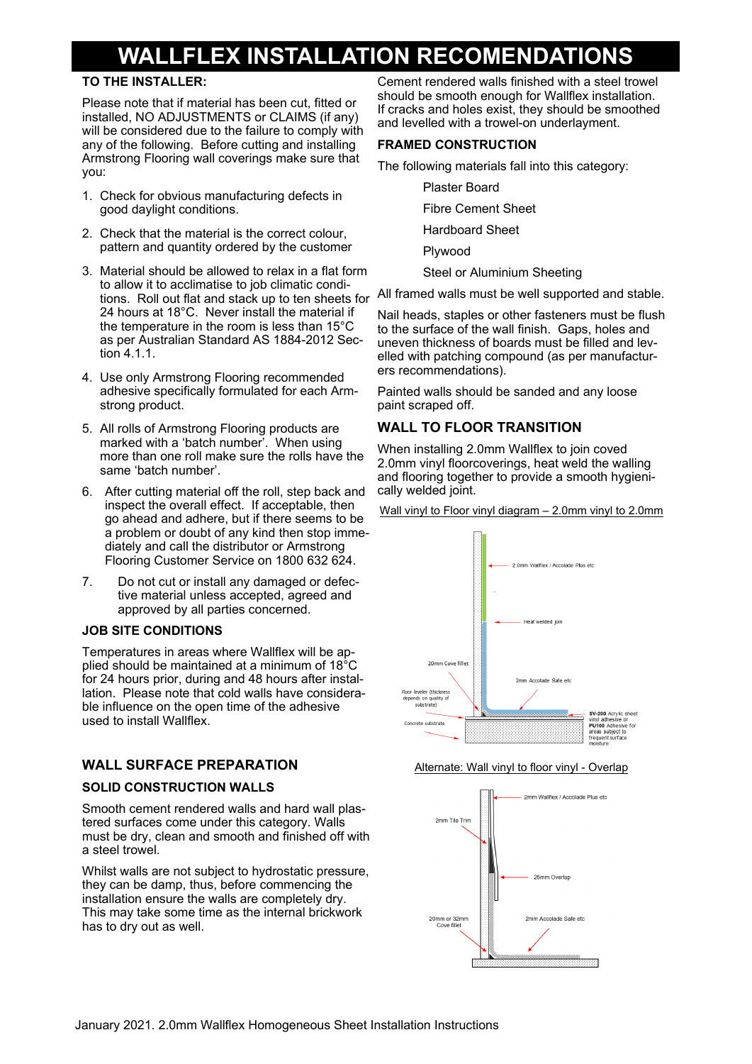# WALLFLEX INSTALLATION RECOMENDATIONS

### TO THE INSTALLER:

Please note that if material has been cut, fitted or installed, NO ADJUSTMENTS or CLAIMS (if any) will be considered due to the failure to comply with any of the following. Before cutting and installing Armstrong Flooring wall coverings make sure that you:

1. Check for obvious manufacturing defects in good daylight conditions.
2. Check that the material is the correct colour, pattern and quantity ordered by the customer
3. Material should be allowed to relax in a flat form to allow it to acclimatise to job climatic conditions. Roll out flat and stack up to ten sheets for 24 hours at 18°C. Never install the material if the temperature in the room is less than 15°C as per Australian Standard AS 1884-2012 Section 4.1.1.
4. Use only Armstrong Flooring recommended adhesive specifically formulated for each Armstrong product.
5. All rolls of Armstrong Flooring products are marked with a 'batch number'. When using more than one roll make sure the rolls have the same 'batch number'.
6. After cutting material off the roll, step back and inspect the overall effect. If acceptable, then go ahead and adhere, but if there seems to be a problem or doubt of any kind then stop immediately and call the distributor or Armstrong Flooring Customer Service on 1800 632 624.
7. Do not cut or install any damaged or defective material unless accepted, agreed and approved by all parties concerned.

### JOB SITE CONDITIONS

Temperatures in areas where Wallflex will be applied should be maintained at a minimum of 18°C for 24 hours prior, during and 48 hours after installation. Please note that cold walls have considerable influence on the open time of the adhesive used to install Wallflex.

## WALL SURFACE PREPARATION

### SOLID CONSTRUCTION WALLS

Smooth cement rendered walls and hard wall plastered surfaces come under this category. Walls must be dry, clean and smooth and finished off with a steel trowel.

Whilst walls are not subject to hydrostatic pressure, they can be damp, thus, before commencing the installation ensure the walls are completely dry. This may take some time as the internal brickwork has to dry out as well.

Cement rendered walls finished with a steel trowel should be smooth enough for Wallflex installation. If cracks and holes exist, they should be smoothed and levelled with a trowel-on underlayment.

### FRAMED CONSTRUCTION

The following materials fall into this category:

- Plaster Board
- Fibre Cement Sheet
- Hardboard Sheet
- Plywood
- Steel or Aluminium Sheeting

All framed walls must be well supported and stable.

Nail heads, staples or other fasteners must be flush to the surface of the wall finish. Gaps, holes and uneven thickness of boards must be filled and levelled with patching compound (as per manufacturers recommendations).

Painted walls should be sanded and any loose paint scraped off.

## WALL TO FLOOR TRANSITION

When installing 2.0mm Wallflex to join coved 2.0mm vinyl floorcoverings, heat weld the walling and flooring together to provide a smooth hygienically welded joint.

Wall vinyl to Floor vinyl diagram – 2.0mm vinyl to 2.0mm

2.0mm Wallflex / Accolade Plus etc

Heat welded join

20mm Cove fillet

2mm Accolade Safe etc

Floor leveler (thickness depends on quality of substrate)

Concrete substrate

**SV-200** Acrylic sheet vinyl adhesive or **PU100** Adhesive for areas subject to frequent surface moisture

Alternate: Wall vinyl to floor vinyl - Overlap

2mm Wallflex / Accolade Plus etc

2mm Tile Trim

25mm Overlap

20mm or 32mm Cove fillet

2mm Accolade Safe etc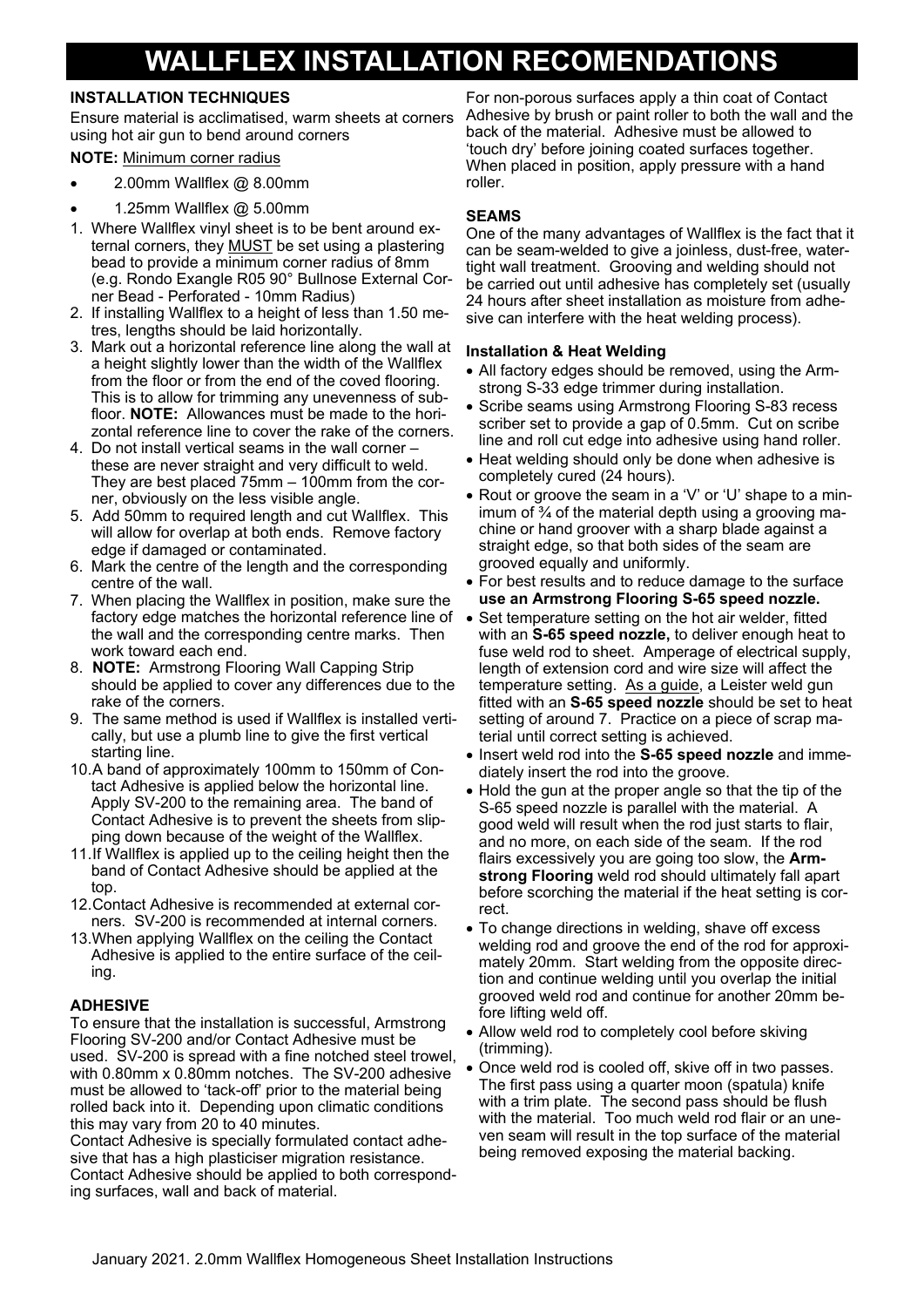// WALLFLEX INSTALLATION RECOMENDATIONS

#### INSTALLATION TECHNIQUES

Ensure material is acclimatised, warm sheets at corners using hot air gun to bend around corners

**NOTE:** Minimum corner radius

- 2.00mm Wallflex @ 8.00mm
- 1.25mm Wallflex @ 5.00mm

1. Where Wallflex vinyl sheet is to be bent around external corners, they MUST be set using a plastering bead to provide a minimum corner radius of 8mm (e.g. Rondo Exangle R05 90° Bullnose External Corner Bead - Perforated - 10mm Radius)
2. If installing Wallflex to a height of less than 1.50 metres, lengths should be laid horizontally.
3. Mark out a horizontal reference line along the wall at a height slightly lower than the width of the Wallflex from the floor or from the end of the coved flooring. This is to allow for trimming any unevenness of subfloor. **NOTE:** Allowances must be made to the horizontal reference line to cover the rake of the corners.
4. Do not install vertical seams in the wall corner – these are never straight and very difficult to weld. They are best placed 75mm – 100mm from the corner, obviously on the less visible angle.
5. Add 50mm to required length and cut Wallflex. This will allow for overlap at both ends. Remove factory edge if damaged or contaminated.
6. Mark the centre of the length and the corresponding centre of the wall.
7. When placing the Wallflex in position, make sure the factory edge matches the horizontal reference line of the wall and the corresponding centre marks. Then work toward each end.
8. **NOTE:** Armstrong Flooring Wall Capping Strip should be applied to cover any differences due to the rake of the corners.
9. The same method is used if Wallflex is installed vertically, but use a plumb line to give the first vertical starting line.
10. A band of approximately 100mm to 150mm of Contact Adhesive is applied below the horizontal line. Apply SV-200 to the remaining area. The band of Contact Adhesive is to prevent the sheets from slipping down because of the weight of the Wallflex.
11. If Wallflex is applied up to the ceiling height then the band of Contact Adhesive should be applied at the top.
12. Contact Adhesive is recommended at external corners. SV-200 is recommended at internal corners.
13. When applying Wallflex on the ceiling the Contact Adhesive is applied to the entire surface of the ceiling.

#### ADHESIVE

To ensure that the installation is successful, Armstrong Flooring SV-200 and/or Contact Adhesive must be used. SV-200 is spread with a fine notched steel trowel, with 0.80mm x 0.80mm notches. The SV-200 adhesive must be allowed to 'tack-off' prior to the material being rolled back into it. Depending upon climatic conditions this may vary from 20 to 40 minutes.

Contact Adhesive is specially formulated contact adhesive that has a high plasticiser migration resistance. Contact Adhesive should be applied to both corresponding surfaces, wall and back of material.

For non-porous surfaces apply a thin coat of Contact Adhesive by brush or paint roller to both the wall and the back of the material. Adhesive must be allowed to 'touch dry' before joining coated surfaces together. When placed in position, apply pressure with a hand roller.

#### SEAMS

One of the many advantages of Wallflex is the fact that it can be seam-welded to give a joinless, dust-free, watertight wall treatment. Grooving and welding should not be carried out until adhesive has completely set (usually 24 hours after sheet installation as moisture from adhesive can interfere with the heat welding process).

#### Installation & Heat Welding

- All factory edges should be removed, using the Armstrong S-33 edge trimmer during installation.
- Scribe seams using Armstrong Flooring S-83 recess scriber set to provide a gap of 0.5mm. Cut on scribe line and roll cut edge into adhesive using hand roller.
- Heat welding should only be done when adhesive is completely cured (24 hours).
- Rout or groove the seam in a 'V' or 'U' shape to a minimum of ¾ of the material depth using a grooving machine or hand groover with a sharp blade against a straight edge, so that both sides of the seam are grooved equally and uniformly.
- For best results and to reduce damage to the surface **use an Armstrong Flooring S-65 speed nozzle.**
- Set temperature setting on the hot air welder, fitted with an **S-65 speed nozzle,** to deliver enough heat to fuse weld rod to sheet. Amperage of electrical supply, length of extension cord and wire size will affect the temperature setting. As a guide, a Leister weld gun fitted with an **S-65 speed nozzle** should be set to heat setting of around 7. Practice on a piece of scrap material until correct setting is achieved.
- Insert weld rod into the **S-65 speed nozzle** and immediately insert the rod into the groove.
- Hold the gun at the proper angle so that the tip of the S-65 speed nozzle is parallel with the material. A good weld will result when the rod just starts to flair, and no more, on each side of the seam. If the rod flairs excessively you are going too slow, the **Armstrong Flooring** weld rod should ultimately fall apart before scorching the material if the heat setting is correct.
- To change directions in welding, shave off excess welding rod and groove the end of the rod for approximately 20mm. Start welding from the opposite direction and continue welding until you overlap the initial grooved weld rod and continue for another 20mm before lifting weld off.
- Allow weld rod to completely cool before skiving (trimming).
- Once weld rod is cooled off, skive off in two passes. The first pass using a quarter moon (spatula) knife with a trim plate. The second pass should be flush with the material. Too much weld rod flair or an uneven seam will result in the top surface of the material being removed exposing the material backing.

January 2021. 2.0mm Wallflex Homogeneous Sheet Installation Instructions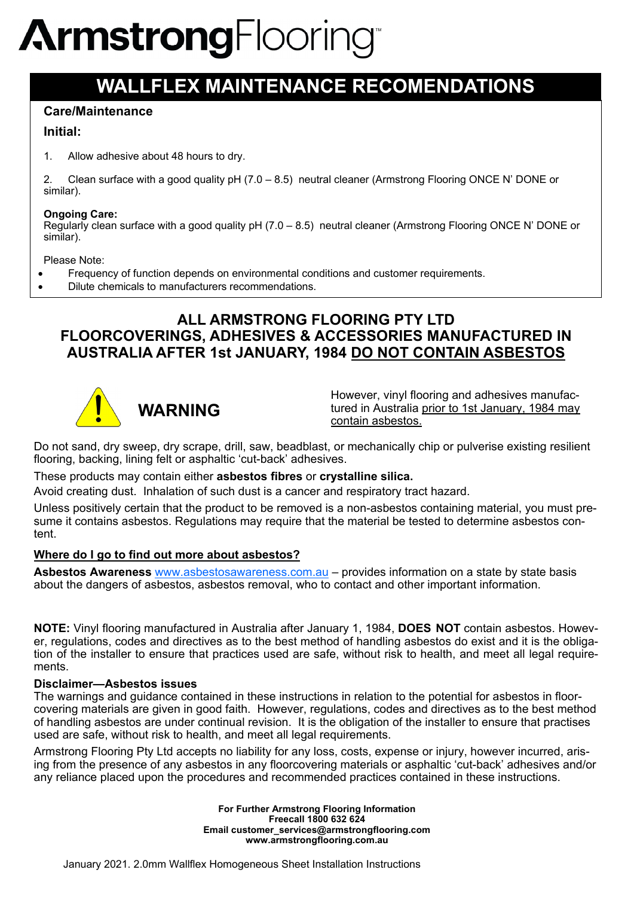# ArmstrongFlooring™

## WALLFLEX MAINTENANCE RECOMENDATIONS

**Care/Maintenance**

**Initial:**

1. Allow adhesive about 48 hours to dry.

2. Clean surface with a good quality pH (7.0 – 8.5) neutral cleaner (Armstrong Flooring ONCE N' DONE or similar).

**Ongoing Care:**
Regularly clean surface with a good quality pH (7.0 – 8.5) neutral cleaner (Armstrong Flooring ONCE N' DONE or similar).

Please Note:

- Frequency of function depends on environmental conditions and customer requirements.
- Dilute chemicals to manufacturers recommendations.

## ALL ARMSTRONG FLOORING PTY LTD FLOORCOVERINGS, ADHESIVES & ACCESSORIES MANUFACTURED IN AUSTRALIA AFTER 1st JANUARY, 1984 DO NOT CONTAIN ASBESTOS

**WARNING**

However, vinyl flooring and adhesives manufactured in Australia prior to 1st January, 1984 may contain asbestos.

Do not sand, dry sweep, dry scrape, drill, saw, beadblast, or mechanically chip or pulverise existing resilient flooring, backing, lining felt or asphaltic 'cut-back' adhesives.

These products may contain either **asbestos fibres** or **crystalline silica.**

Avoid creating dust. Inhalation of such dust is a cancer and respiratory tract hazard.

Unless positively certain that the product to be removed is a non-asbestos containing material, you must presume it contains asbestos. Regulations may require that the material be tested to determine asbestos content.

**Where do I go to find out more about asbestos?**

**Asbestos Awareness** www.asbestosawareness.com.au – provides information on a state by state basis about the dangers of asbestos, asbestos removal, who to contact and other important information.

**NOTE:** Vinyl flooring manufactured in Australia after January 1, 1984, **DOES NOT** contain asbestos. However, regulations, codes and directives as to the best method of handling asbestos do exist and it is the obligation of the installer to ensure that practices used are safe, without risk to health, and meet all legal requirements.

**Disclaimer—Asbestos issues**
The warnings and guidance contained in these instructions in relation to the potential for asbestos in floorcovering materials are given in good faith. However, regulations, codes and directives as to the best method of handling asbestos are under continual revision. It is the obligation of the installer to ensure that practises used are safe, without risk to health, and meet all legal requirements.

Armstrong Flooring Pty Ltd accepts no liability for any loss, costs, expense or injury, however incurred, arising from the presence of any asbestos in any floorcovering materials or asphaltic 'cut-back' adhesives and/or any reliance placed upon the procedures and recommended practices contained in these instructions.

**For Further Armstrong Flooring Information**
**Freecall 1800 632 624**
**Email customer_services@armstrongflooring.com**
**www.armstrongflooring.com.au**

January 2021. 2.0mm Wallflex Homogeneous Sheet Installation Instructions